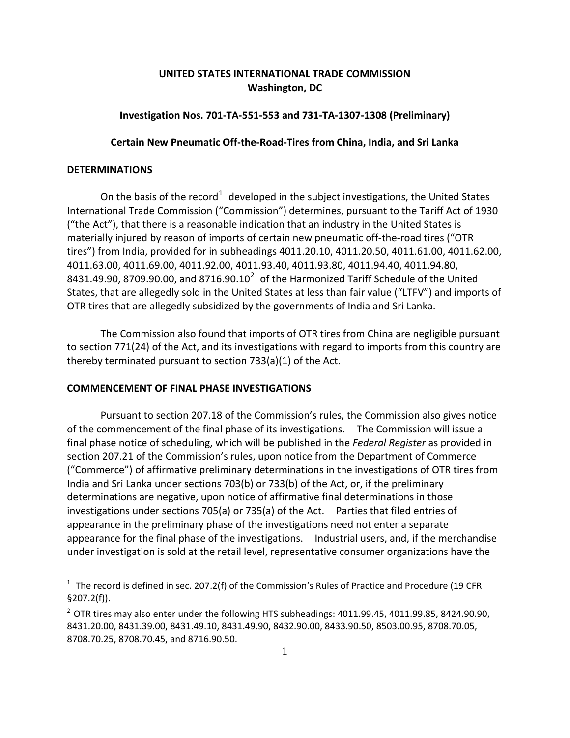**UNITED STATES INTERNATIONAL TRADE COMMISSION**
**Washington, DC**

**Investigation Nos. 701-TA-551-553 and 731-TA-1307-1308 (Preliminary)**

**Certain New Pneumatic Off-the-Road-Tires from China, India, and Sri Lanka**

## DETERMINATIONS

On the basis of the record[1] developed in the subject investigations, the United States International Trade Commission ("Commission") determines, pursuant to the Tariff Act of 1930 ("the Act"), that there is a reasonable indication that an industry in the United States is materially injured by reason of imports of certain new pneumatic off-the-road tires ("OTR tires") from India, provided for in subheadings 4011.20.10, 4011.20.50, 4011.61.00, 4011.62.00, 4011.63.00, 4011.69.00, 4011.92.00, 4011.93.40, 4011.93.80, 4011.94.40, 4011.94.80, 8431.49.90, 8709.90.00, and 8716.90.10[2] of the Harmonized Tariff Schedule of the United States, that are allegedly sold in the United States at less than fair value ("LTFV") and imports of OTR tires that are allegedly subsidized by the governments of India and Sri Lanka.

The Commission also found that imports of OTR tires from China are negligible pursuant to section 771(24) of the Act, and its investigations with regard to imports from this country are thereby terminated pursuant to section 733(a)(1) of the Act.

## COMMENCEMENT OF FINAL PHASE INVESTIGATIONS

Pursuant to section 207.18 of the Commission's rules, the Commission also gives notice of the commencement of the final phase of its investigations. The Commission will issue a final phase notice of scheduling, which will be published in the *Federal Register* as provided in section 207.21 of the Commission's rules, upon notice from the Department of Commerce ("Commerce") of affirmative preliminary determinations in the investigations of OTR tires from India and Sri Lanka under sections 703(b) or 733(b) of the Act, or, if the preliminary determinations are negative, upon notice of affirmative final determinations in those investigations under sections 705(a) or 735(a) of the Act. Parties that filed entries of appearance in the preliminary phase of the investigations need not enter a separate appearance for the final phase of the investigations. Industrial users, and, if the merchandise under investigation is sold at the retail level, representative consumer organizations have the

---

[1] The record is defined in sec. 207.2(f) of the Commission's Rules of Practice and Procedure (19 CFR §207.2(f)).

[2] OTR tires may also enter under the following HTS subheadings: 4011.99.45, 4011.99.85, 8424.90.90, 8431.20.00, 8431.39.00, 8431.49.10, 8431.49.90, 8432.90.00, 8433.90.50, 8503.00.95, 8708.70.05, 8708.70.25, 8708.70.45, and 8716.90.50.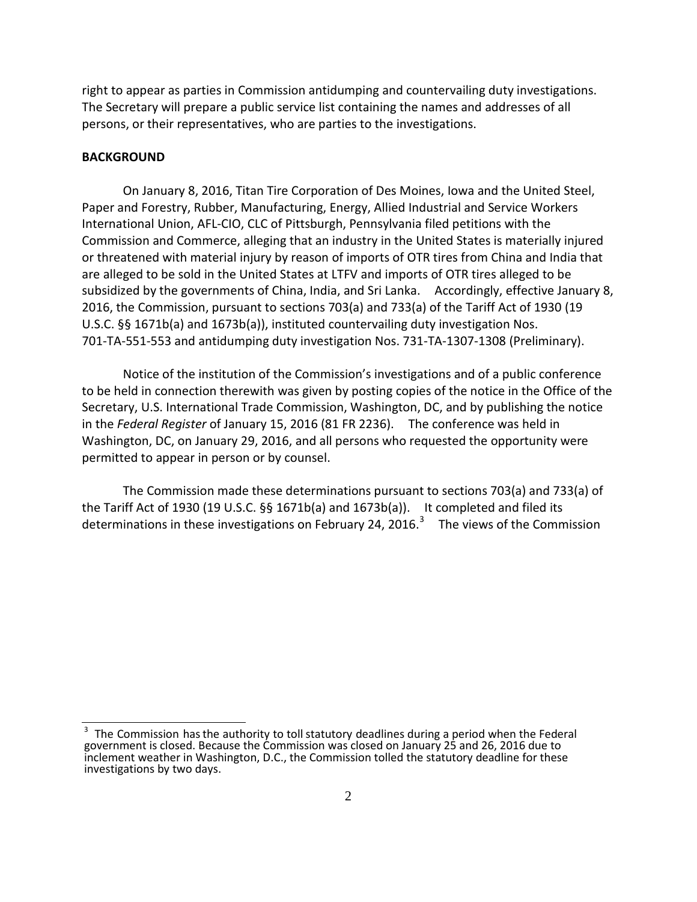right to appear as parties in Commission antidumping and countervailing duty investigations. The Secretary will prepare a public service list containing the names and addresses of all persons, or their representatives, who are parties to the investigations.

**BACKGROUND**

On January 8, 2016, Titan Tire Corporation of Des Moines, Iowa and the United Steel, Paper and Forestry, Rubber, Manufacturing, Energy, Allied Industrial and Service Workers International Union, AFL-CIO, CLC of Pittsburgh, Pennsylvania filed petitions with the Commission and Commerce, alleging that an industry in the United States is materially injured or threatened with material injury by reason of imports of OTR tires from China and India that are alleged to be sold in the United States at LTFV and imports of OTR tires alleged to be subsidized by the governments of China, India, and Sri Lanka. Accordingly, effective January 8, 2016, the Commission, pursuant to sections 703(a) and 733(a) of the Tariff Act of 1930 (19 U.S.C. §§ 1671b(a) and 1673b(a)), instituted countervailing duty investigation Nos. 701-TA-551-553 and antidumping duty investigation Nos. 731-TA-1307-1308 (Preliminary).

Notice of the institution of the Commission's investigations and of a public conference to be held in connection therewith was given by posting copies of the notice in the Office of the Secretary, U.S. International Trade Commission, Washington, DC, and by publishing the notice in the *Federal Register* of January 15, 2016 (81 FR 2236). The conference was held in Washington, DC, on January 29, 2016, and all persons who requested the opportunity were permitted to appear in person or by counsel.

The Commission made these determinations pursuant to sections 703(a) and 733(a) of the Tariff Act of 1930 (19 U.S.C. §§ 1671b(a) and 1673b(a)). It completed and filed its determinations in these investigations on February 24, 2016.[3] The views of the Commission

---

[3] The Commission has the authority to toll statutory deadlines during a period when the Federal government is closed. Because the Commission was closed on January 25 and 26, 2016 due to inclement weather in Washington, D.C., the Commission tolled the statutory deadline for these investigations by two days.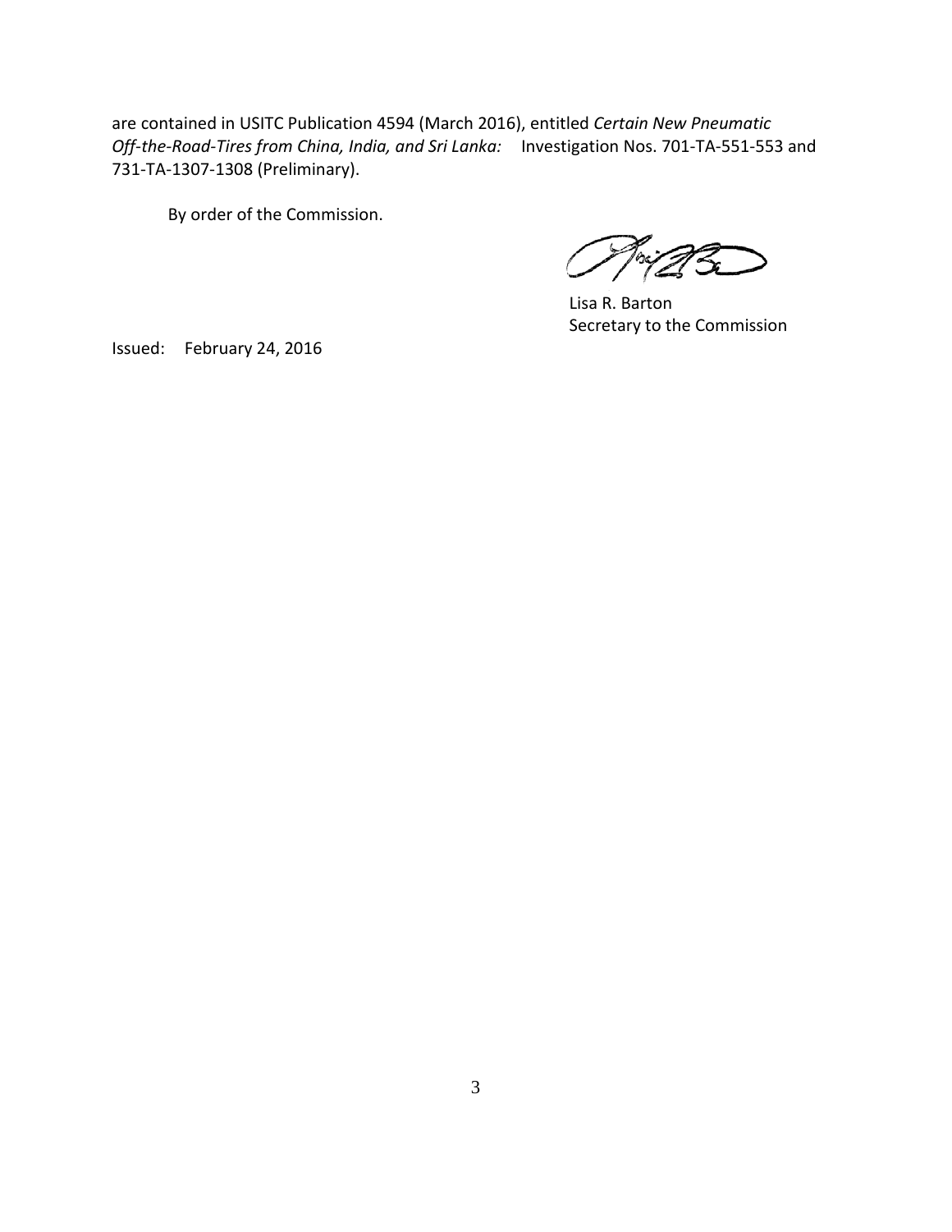are contained in USITC Publication 4594 (March 2016), entitled *Certain New Pneumatic Off-the-Road-Tires from China, India, and Sri Lanka:* Investigation Nos. 701-TA-551-553 and 731-TA-1307-1308 (Preliminary).

By order of the Commission.

Lisa R. Barton
Secretary to the Commission

Issued: February 24, 2016